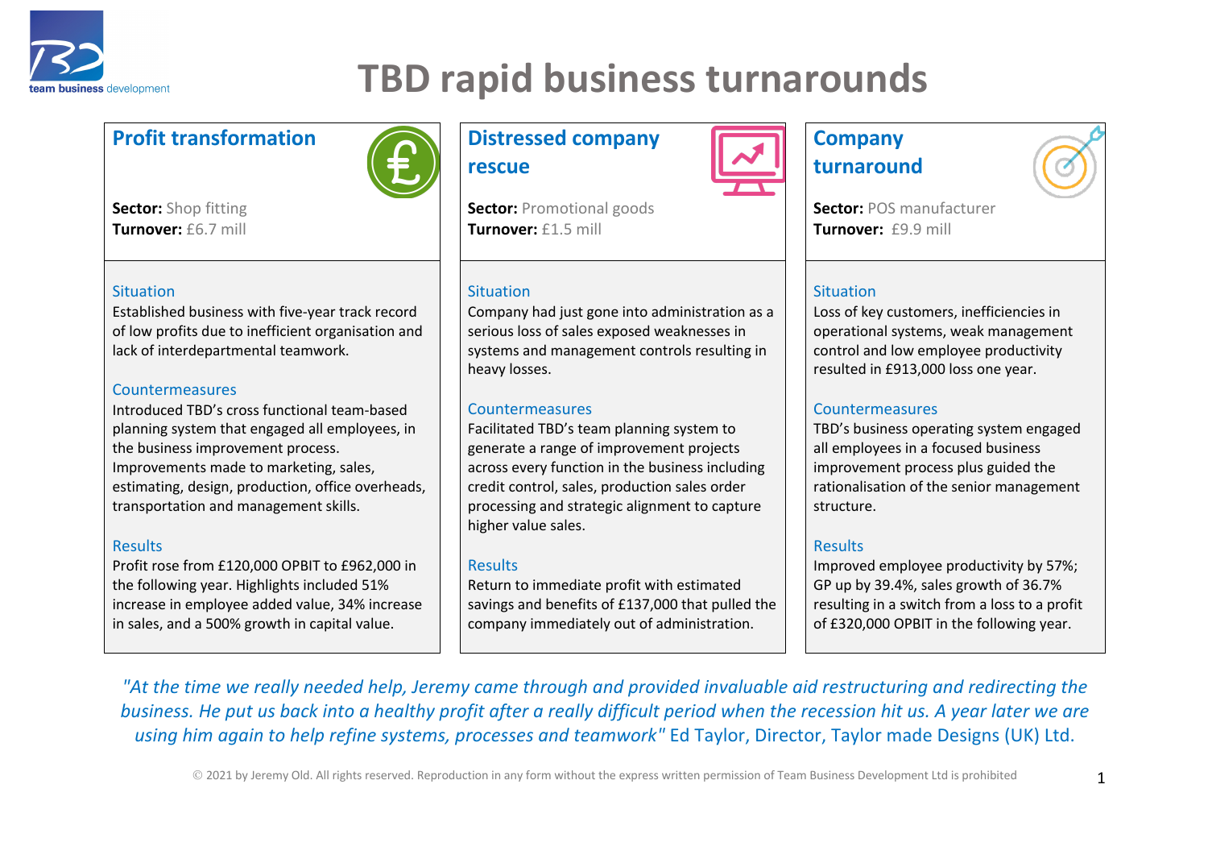# TBD rapid business turnarounds

## Profit transformation

**Sector:** Shop fitting
**Turnover:** £6.7 mill

### Situation

Established business with five-year track record of low profits due to inefficient organisation and lack of interdepartmental teamwork.

### Countermeasures

Introduced TBD's cross functional team-based planning system that engaged all employees, in the business improvement process. Improvements made to marketing, sales, estimating, design, production, office overheads, transportation and management skills.

### Results

Profit rose from £120,000 OPBIT to £962,000 in the following year. Highlights included 51% increase in employee added value, 34% increase in sales, and a 500% growth in capital value.

## Distressed company rescue

**Sector:** Promotional goods
**Turnover:** £1.5 mill

### Situation

Company had just gone into administration as a serious loss of sales exposed weaknesses in systems and management controls resulting in heavy losses.

### Countermeasures

Facilitated TBD's team planning system to generate a range of improvement projects across every function in the business including credit control, sales, production sales order processing and strategic alignment to capture higher value sales.

### Results

Return to immediate profit with estimated savings and benefits of £137,000 that pulled the company immediately out of administration.

## Company turnaround

**Sector:** POS manufacturer
**Turnover:** £9.9 mill

### Situation

Loss of key customers, inefficiencies in operational systems, weak management control and low employee productivity resulted in £913,000 loss one year.

### Countermeasures

TBD's business operating system engaged all employees in a focused business improvement process plus guided the rationalisation of the senior management structure.

### Results

Improved employee productivity by 57%; GP up by 39.4%, sales growth of 36.7% resulting in a switch from a loss to a profit of £320,000 OPBIT in the following year.

*"At the time we really needed help, Jeremy came through and provided invaluable aid restructuring and redirecting the business. He put us back into a healthy profit after a really difficult period when the recession hit us. A year later we are using him again to help refine systems, processes and teamwork"* Ed Taylor, Director, Taylor made Designs (UK) Ltd.

© 2021 by Jeremy Old. All rights reserved. Reproduction in any form without the express written permission of Team Business Development Ltd is prohibited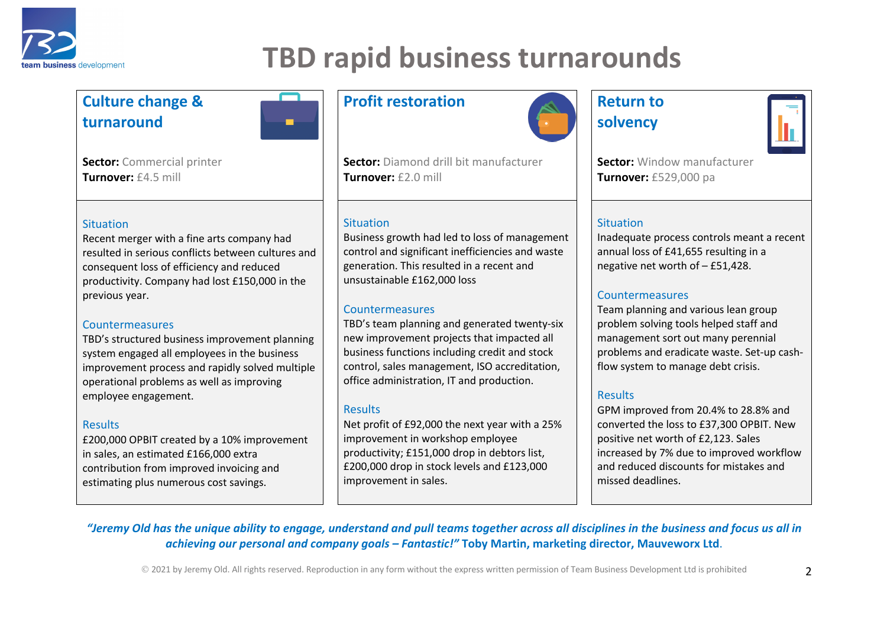# TBD rapid business turnarounds

## Culture change & turnaround

**Sector:** Commercial printer
**Turnover:** £4.5 mill

### Situation

Recent merger with a fine arts company had resulted in serious conflicts between cultures and consequent loss of efficiency and reduced productivity. Company had lost £150,000 in the previous year.

### Countermeasures

TBD's structured business improvement planning system engaged all employees in the business improvement process and rapidly solved multiple operational problems as well as improving employee engagement.

### Results

£200,000 OPBIT created by a 10% improvement in sales, an estimated £166,000 extra contribution from improved invoicing and estimating plus numerous cost savings.

## Profit restoration

**Sector:** Diamond drill bit manufacturer
**Turnover:** £2.0 mill

### Situation

Business growth had led to loss of management control and significant inefficiencies and waste generation. This resulted in a recent and unsustainable £162,000 loss

### Countermeasures

TBD's team planning and generated twenty-six new improvement projects that impacted all business functions including credit and stock control, sales management, ISO accreditation, office administration, IT and production.

### Results

Net profit of £92,000 the next year with a 25% improvement in workshop employee productivity; £151,000 drop in debtors list, £200,000 drop in stock levels and £123,000 improvement in sales.

## Return to solvency

**Sector:** Window manufacturer
**Turnover:** £529,000 pa

### Situation

Inadequate process controls meant a recent annual loss of £41,655 resulting in a negative net worth of – £51,428.

### Countermeasures

Team planning and various lean group problem solving tools helped staff and management sort out many perennial problems and eradicate waste. Set-up cash-flow system to manage debt crisis.

### Results

GPM improved from 20.4% to 28.8% and converted the loss to £37,300 OPBIT. New positive net worth of £2,123. Sales increased by 7% due to improved workflow and reduced discounts for mistakes and missed deadlines.

*"Jeremy Old has the unique ability to engage, understand and pull teams together across all disciplines in the business and focus us all in achieving our personal and company goals – Fantastic!"* **Toby Martin, marketing director, Mauveworx Ltd**.

© 2021 by Jeremy Old. All rights reserved. Reproduction in any form without the express written permission of Team Business Development Ltd is prohibited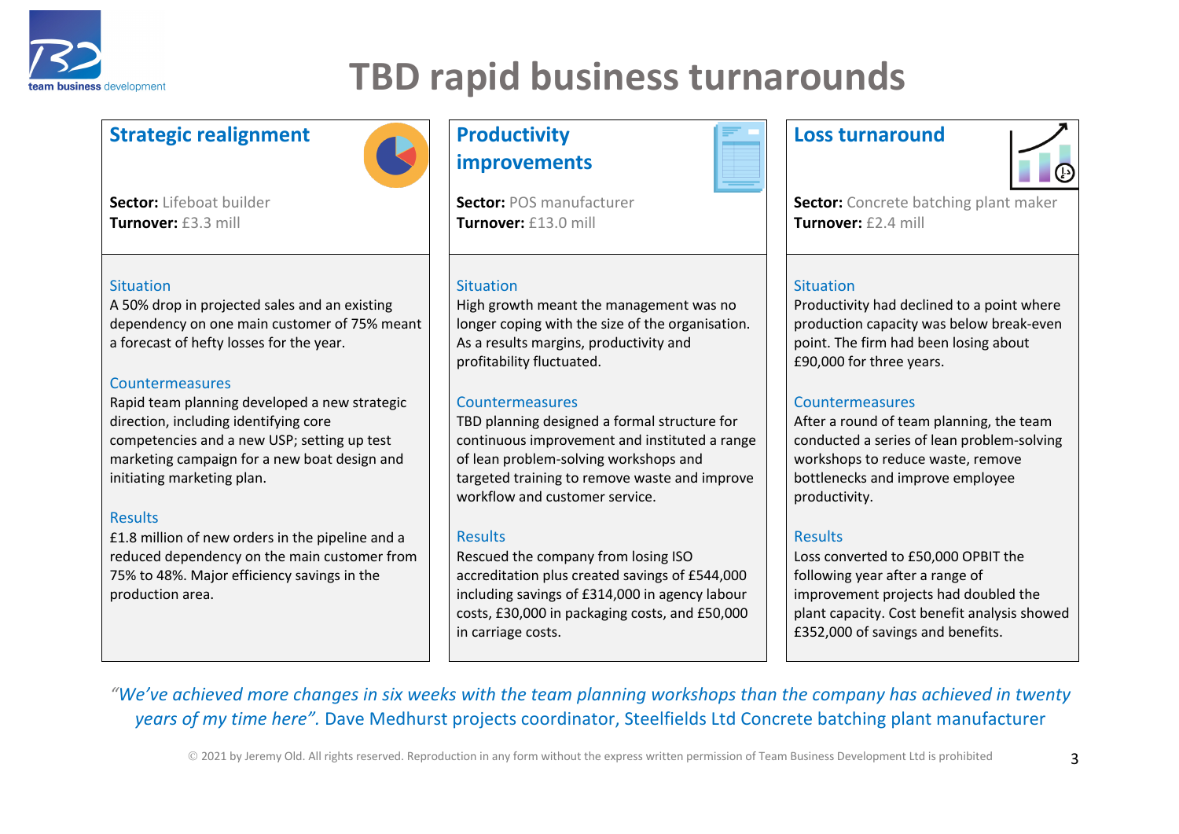# TBD rapid business turnarounds

## Strategic realignment

**Sector:** Lifeboat builder
**Turnover:** £3.3 mill

### Situation

A 50% drop in projected sales and an existing dependency on one main customer of 75% meant a forecast of hefty losses for the year.

### Countermeasures

Rapid team planning developed a new strategic direction, including identifying core competencies and a new USP; setting up test marketing campaign for a new boat design and initiating marketing plan.

### Results

£1.8 million of new orders in the pipeline and a reduced dependency on the main customer from 75% to 48%. Major efficiency savings in the production area.

## Productivity improvements

**Sector:** POS manufacturer
**Turnover:** £13.0 mill

### Situation

High growth meant the management was no longer coping with the size of the organisation. As a results margins, productivity and profitability fluctuated.

### Countermeasures

TBD planning designed a formal structure for continuous improvement and instituted a range of lean problem-solving workshops and targeted training to remove waste and improve workflow and customer service.

### Results

Rescued the company from losing ISO accreditation plus created savings of £544,000 including savings of £314,000 in agency labour costs, £30,000 in packaging costs, and £50,000 in carriage costs.

## Loss turnaround

**Sector:** Concrete batching plant maker
**Turnover:** £2.4 mill

### Situation

Productivity had declined to a point where production capacity was below break-even point. The firm had been losing about £90,000 for three years.

### Countermeasures

After a round of team planning, the team conducted a series of lean problem-solving workshops to reduce waste, remove bottlenecks and improve employee productivity.

### Results

Loss converted to £50,000 OPBIT the following year after a range of improvement projects had doubled the plant capacity. Cost benefit analysis showed £352,000 of savings and benefits.

*"We've achieved more changes in six weeks with the team planning workshops than the company has achieved in twenty years of my time here".* Dave Medhurst projects coordinator, Steelfields Ltd Concrete batching plant manufacturer

© 2021 by Jeremy Old. All rights reserved. Reproduction in any form without the express written permission of Team Business Development Ltd is prohibited